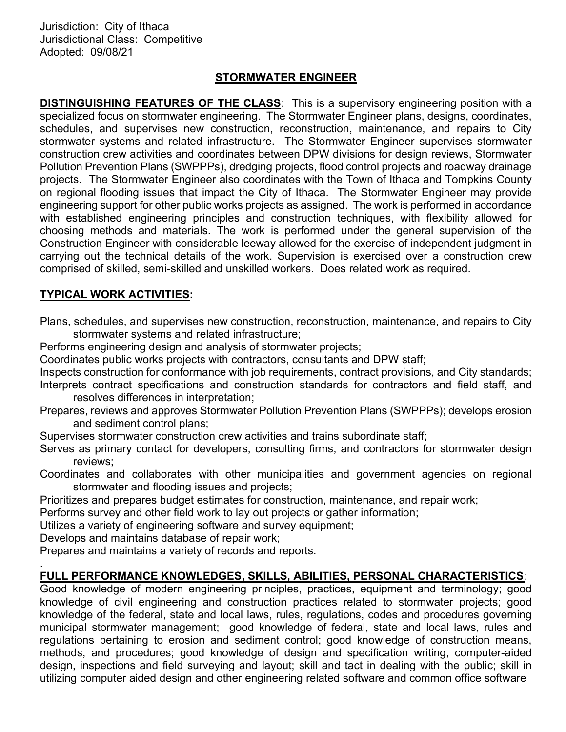Jurisdiction: City of Ithaca
Jurisdictional Class: Competitive
Adopted: 09/08/21

# STORMWATER ENGINEER

**DISTINGUISHING FEATURES OF THE CLASS**: This is a supervisory engineering position with a specialized focus on stormwater engineering. The Stormwater Engineer plans, designs, coordinates, schedules, and supervises new construction, reconstruction, maintenance, and repairs to City stormwater systems and related infrastructure. The Stormwater Engineer supervises stormwater construction crew activities and coordinates between DPW divisions for design reviews, Stormwater Pollution Prevention Plans (SWPPPs), dredging projects, flood control projects and roadway drainage projects. The Stormwater Engineer also coordinates with the Town of Ithaca and Tompkins County on regional flooding issues that impact the City of Ithaca. The Stormwater Engineer may provide engineering support for other public works projects as assigned. The work is performed in accordance with established engineering principles and construction techniques, with flexibility allowed for choosing methods and materials. The work is performed under the general supervision of the Construction Engineer with considerable leeway allowed for the exercise of independent judgment in carrying out the technical details of the work. Supervision is exercised over a construction crew comprised of skilled, semi-skilled and unskilled workers. Does related work as required.

## TYPICAL WORK ACTIVITIES:

Plans, schedules, and supervises new construction, reconstruction, maintenance, and repairs to City stormwater systems and related infrastructure;
Performs engineering design and analysis of stormwater projects;
Coordinates public works projects with contractors, consultants and DPW staff;
Inspects construction for conformance with job requirements, contract provisions, and City standards;
Interprets contract specifications and construction standards for contractors and field staff, and resolves differences in interpretation;
Prepares, reviews and approves Stormwater Pollution Prevention Plans (SWPPPs); develops erosion and sediment control plans;
Supervises stormwater construction crew activities and trains subordinate staff;
Serves as primary contact for developers, consulting firms, and contractors for stormwater design reviews;
Coordinates and collaborates with other municipalities and government agencies on regional stormwater and flooding issues and projects;
Prioritizes and prepares budget estimates for construction, maintenance, and repair work;
Performs survey and other field work to lay out projects or gather information;
Utilizes a variety of engineering software and survey equipment;
Develops and maintains database of repair work;
Prepares and maintains a variety of records and reports.

## FULL PERFORMANCE KNOWLEDGES, SKILLS, ABILITIES, PERSONAL CHARACTERISTICS:

Good knowledge of modern engineering principles, practices, equipment and terminology; good knowledge of civil engineering and construction practices related to stormwater projects; good knowledge of the federal, state and local laws, rules, regulations, codes and procedures governing municipal stormwater management; good knowledge of federal, state and local laws, rules and regulations pertaining to erosion and sediment control; good knowledge of construction means, methods, and procedures; good knowledge of design and specification writing, computer-aided design, inspections and field surveying and layout; skill and tact in dealing with the public; skill in utilizing computer aided design and other engineering related software and common office software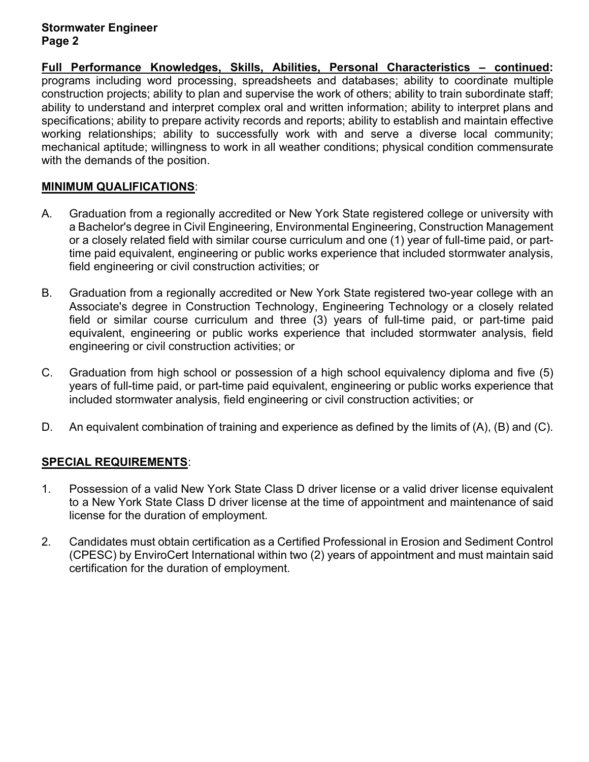**Full Performance Knowledges, Skills, Abilities, Personal Characteristics – continued:** programs including word processing, spreadsheets and databases; ability to coordinate multiple construction projects; ability to plan and supervise the work of others; ability to train subordinate staff; ability to understand and interpret complex oral and written information; ability to interpret plans and specifications; ability to prepare activity records and reports; ability to establish and maintain effective working relationships; ability to successfully work with and serve a diverse local community; mechanical aptitude; willingness to work in all weather conditions; physical condition commensurate with the demands of the position.

## MINIMUM QUALIFICATIONS:

A. Graduation from a regionally accredited or New York State registered college or university with a Bachelor's degree in Civil Engineering, Environmental Engineering, Construction Management or a closely related field with similar course curriculum and one (1) year of full-time paid, or part-time paid equivalent, engineering or public works experience that included stormwater analysis, field engineering or civil construction activities; or

B. Graduation from a regionally accredited or New York State registered two-year college with an Associate's degree in Construction Technology, Engineering Technology or a closely related field or similar course curriculum and three (3) years of full-time paid, or part-time paid equivalent, engineering or public works experience that included stormwater analysis, field engineering or civil construction activities; or

C. Graduation from high school or possession of a high school equivalency diploma and five (5) years of full-time paid, or part-time paid equivalent, engineering or public works experience that included stormwater analysis, field engineering or civil construction activities; or

D. An equivalent combination of training and experience as defined by the limits of (A), (B) and (C).

## SPECIAL REQUIREMENTS:

1. Possession of a valid New York State Class D driver license or a valid driver license equivalent to a New York State Class D driver license at the time of appointment and maintenance of said license for the duration of employment.

2. Candidates must obtain certification as a Certified Professional in Erosion and Sediment Control (CPESC) by EnviroCert International within two (2) years of appointment and must maintain said certification for the duration of employment.